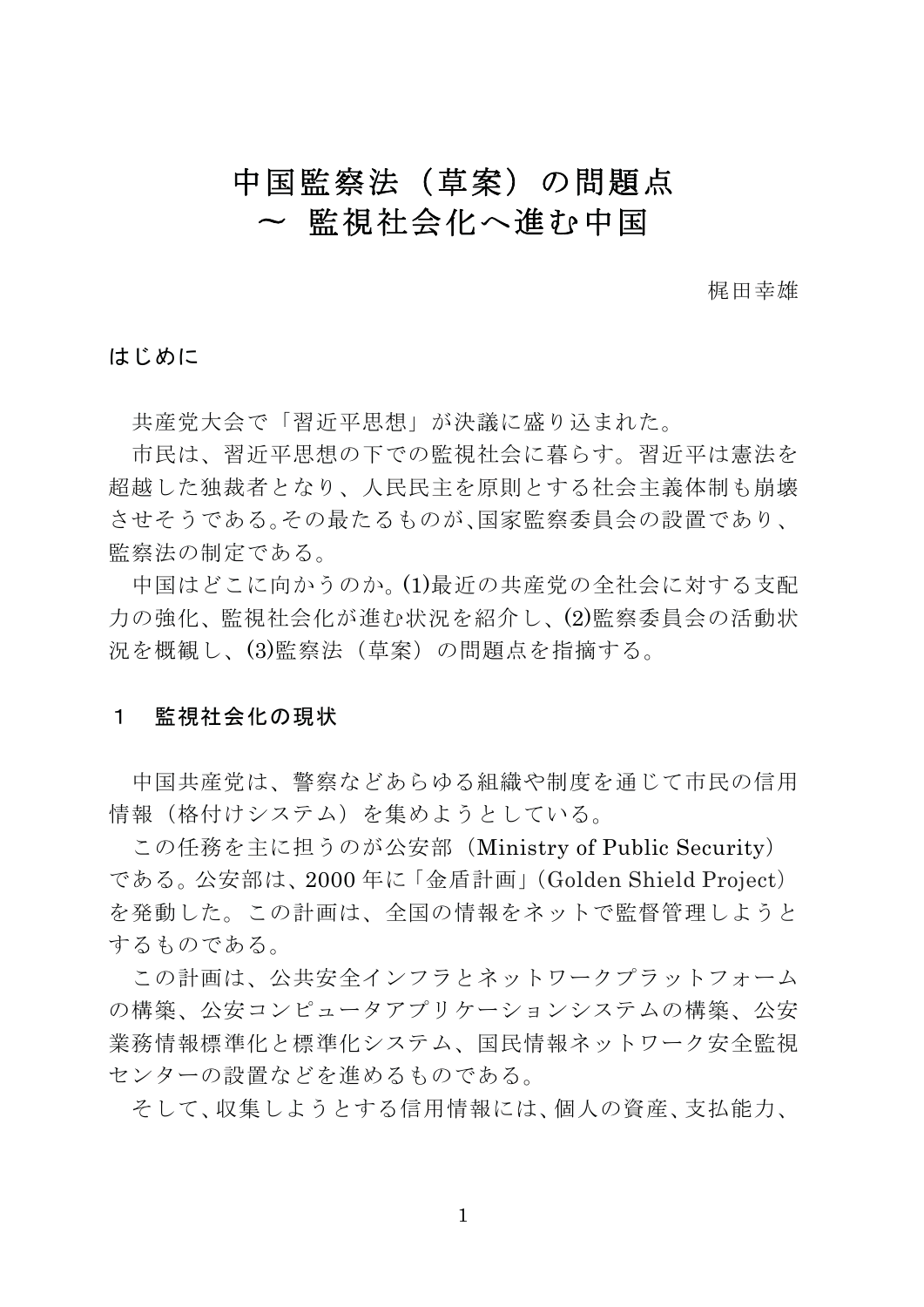# 中国監察法（草案）の問題点
# ～ 監視社会化へ進む中国

梶田幸雄

## はじめに

共産党大会で「習近平思想」が決議に盛り込まれた。

市民は、習近平思想の下での監視社会に暮らす。習近平は憲法を超越した独裁者となり、人民民主を原則とする社会主義体制も崩壊させそうである。その最たるものが、国家監察委員会の設置であり、監察法の制定である。

中国はどこに向かうのか。(1)最近の共産党の全社会に対する支配力の強化、監視社会化が進む状況を紹介し、(2)監察委員会の活動状況を概観し、(3)監察法（草案）の問題点を指摘する。

## １　監視社会化の現状

中国共産党は、警察などあらゆる組織や制度を通じて市民の信用情報（格付けシステム）を集めようとしている。

この任務を主に担うのが公安部（Ministry of Public Security）である。公安部は、2000 年に「金盾計画」（Golden Shield Project）を発動した。この計画は、全国の情報をネットで監督管理しようとするものである。

この計画は、公共安全インフラとネットワークプラットフォームの構築、公安コンピュータアプリケーションシステムの構築、公安業務情報標準化と標準化システム、国民情報ネットワーク安全監視センターの設置などを進めるものである。

そして、収集しようとする信用情報には、個人の資産、支払能力、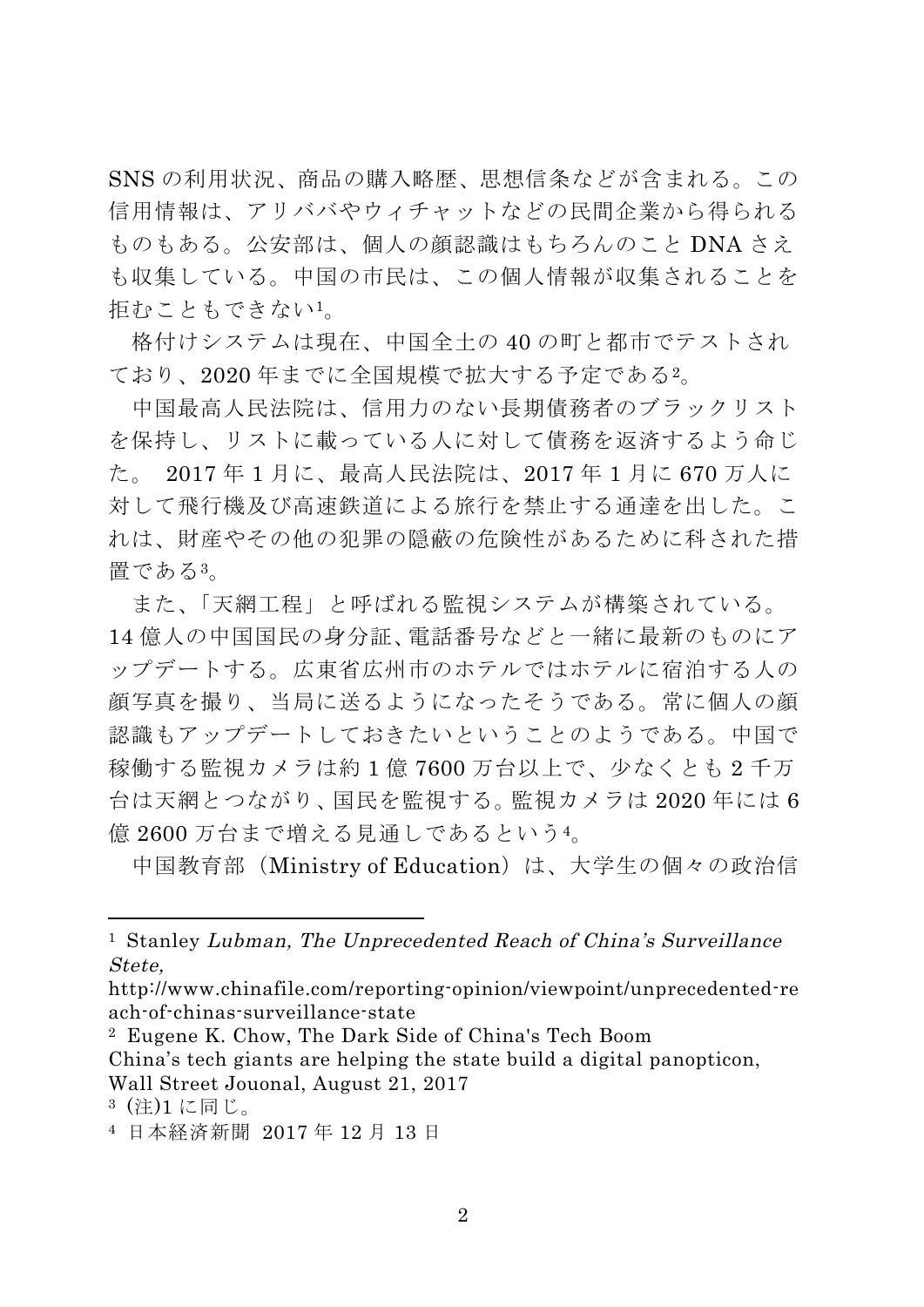SNS の利用状況、商品の購入略歴、思想信条などが含まれる。この信用情報は、アリババやウィチャットなどの民間企業から得られるものもある。公安部は、個人の顔認識はもちろんのこと DNA さえも収集している。中国の市民は、この個人情報が収集されることを拒むこともできない[1]。

格付けシステムは現在、中国全土の 40 の町と都市でテストされており、2020 年までに全国規模で拡大する予定である[2]。

中国最高人民法院は、信用力のない長期債務者のブラックリストを保持し、リストに載っている人に対して債務を返済するよう命じた。 2017 年 1 月に、最高人民法院は、2017 年 1 月に 670 万人に対して飛行機及び高速鉄道による旅行を禁止する通達を出した。これは、財産やその他の犯罪の隠蔽の危険性があるために科された措置である[3]。

また、「天網工程」と呼ばれる監視システムが構築されている。14 億人の中国国民の身分証、電話番号などと一緒に最新のものにアップデートする。広東省広州市のホテルではホテルに宿泊する人の顔写真を撮り、当局に送るようになったそうである。常に個人の顔認識もアップデートしておきたいということのようである。中国で稼働する監視カメラは約 1 億 7600 万台以上で、少なくとも 2 千万台は天網とつながり、国民を監視する。監視カメラは 2020 年には 6 億 2600 万台まで増える見通しであるという[4]。

中国教育部（Ministry of Education）は、大学生の個々の政治信

---

[1] Stanley *Lubman, The Unprecedented Reach of China's Surveillance Stete,*
http://www.chinafile.com/reporting-opinion/viewpoint/unprecedented-reach-of-chinas-surveillance-state

[2] Eugene K. Chow, The Dark Side of China's Tech Boom
China's tech giants are helping the state build a digital panopticon, Wall Street Jouonal, August 21, 2017

[3] (注)1 に同じ。

[4] 日本経済新聞 2017 年 12 月 13 日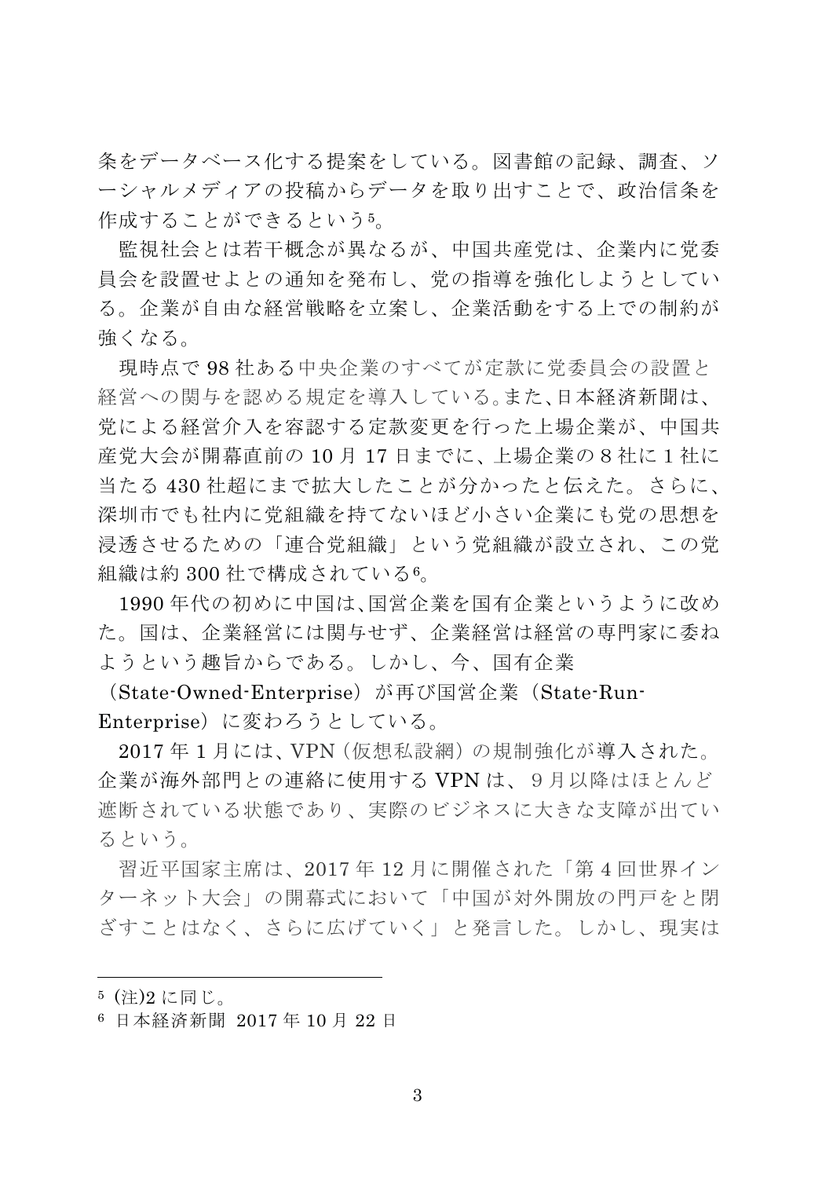条をデータベース化する提案をしている。図書館の記録、調査、ソーシャルメディアの投稿からデータを取り出すことで、政治信条を作成することができるという[5]。

監視社会とは若干概念が異なるが、中国共産党は、企業内に党委員会を設置せよとの通知を発布し、党の指導を強化しようとしている。企業が自由な経営戦略を立案し、企業活動をする上での制約が強くなる。

現時点で 98 社ある中央企業のすべてが定款に党委員会の設置と経営への関与を認める規定を導入している。また、日本経済新聞は、党による経営介入を容認する定款変更を行った上場企業が、中国共産党大会が開幕直前の 10 月 17 日までに、上場企業の 8 社に 1 社に当たる 430 社超にまで拡大したことが分かったと伝えた。さらに、深圳市でも社内に党組織を持てないほど小さい企業にも党の思想を浸透させるための「連合党組織」という党組織が設立され、この党組織は約 300 社で構成されている[6]。

1990 年代の初めに中国は、国営企業を国有企業というように改めた。国は、企業経営には関与せず、企業経営は経営の専門家に委ねようという趣旨からである。しかし、今、国有企業（State-Owned-Enterprise）が再び国営企業（State-Run-Enterprise）に変わろうとしている。

2017 年 1 月には、VPN（仮想私設網）の規制強化が導入された。企業が海外部門との連絡に使用する VPN は、9 月以降はほとんど遮断されている状態であり、実際のビジネスに大きな支障が出ているという。

習近平国家主席は、2017 年 12 月に開催された「第 4 回世界インターネット大会」の開幕式において「中国が対外開放の門戸をと閉ざすことはなく、さらに広げていく」と発言した。しかし、現実は

---

[5] (注)2 に同じ。

[6] 日本経済新聞 2017 年 10 月 22 日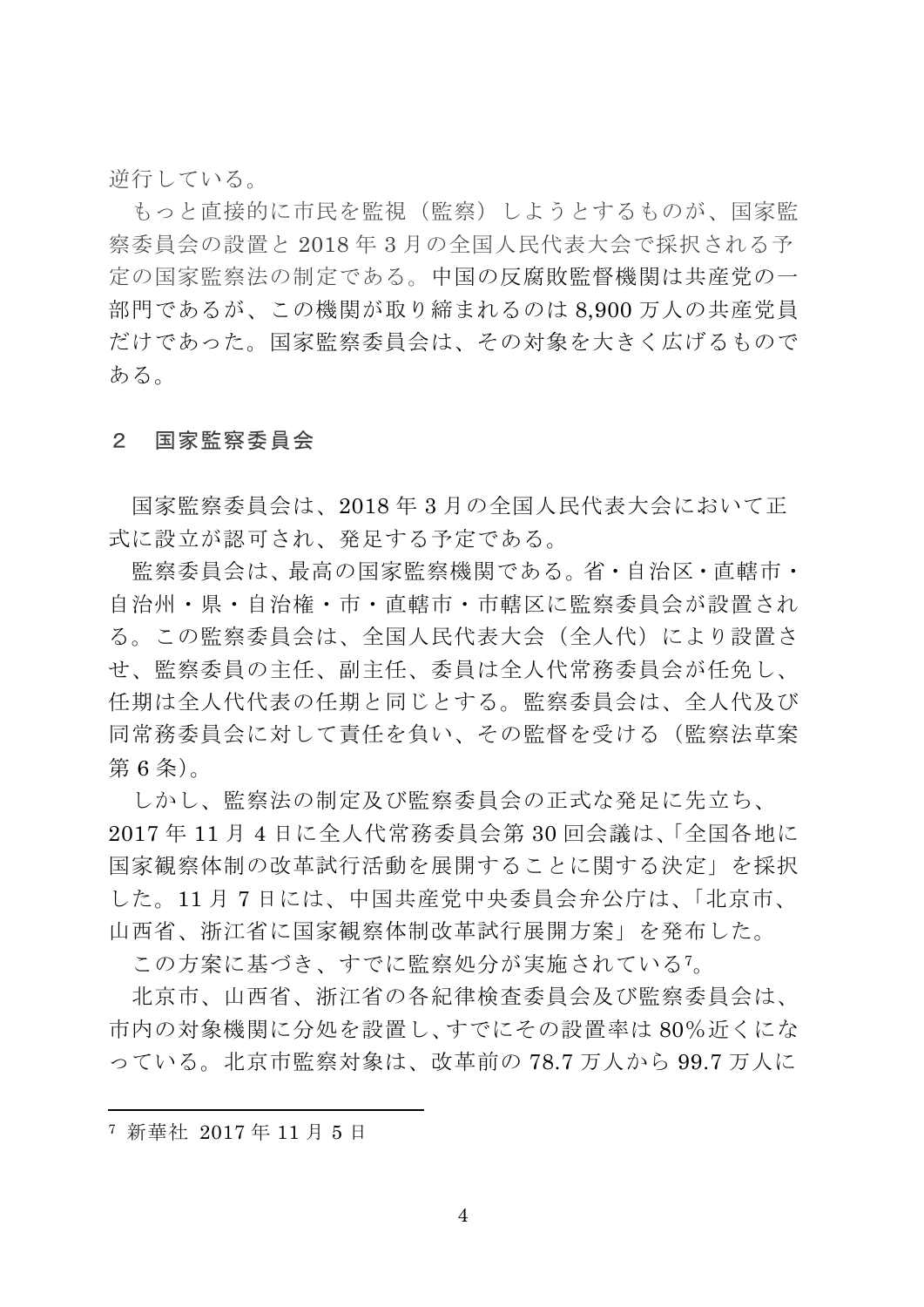逆行している。

もっと直接的に市民を監視（監察）しようとするものが、国家監察委員会の設置と 2018 年 3 月の全国人民代表大会で採択される予定の国家監察法の制定である。中国の反腐敗監督機関は共産党の一部門であるが、この機関が取り締まれるのは 8,900 万人の共産党員だけであった。国家監察委員会は、その対象を大きく広げるものである。

## ２　国家監察委員会

国家監察委員会は、2018 年 3 月の全国人民代表大会において正式に設立が認可され、発足する予定である。

監察委員会は、最高の国家監察機関である。省・自治区・直轄市・自治州・県・自治権・市・直轄市・市轄区に監察委員会が設置される。この監察委員会は、全国人民代表大会（全人代）により設置させ、監察委員の主任、副主任、委員は全人代常務委員会が任免し、任期は全人代代表の任期と同じとする。監察委員会は、全人代及び同常務委員会に対して責任を負い、その監督を受ける（監察法草案第 6 条）。

しかし、監察法の制定及び監察委員会の正式な発足に先立ち、2017 年 11 月 4 日に全人代常務委員会第 30 回会議は、「全国各地に国家観察体制の改革試行活動を展開することに関する決定」を採択した。11 月 7 日には、中国共産党中央委員会弁公庁は、「北京市、山西省、浙江省に国家観察体制改革試行展開方案」を発布した。

この方案に基づき、すでに監察処分が実施されている[7]。

北京市、山西省、浙江省の各紀律検査委員会及び監察委員会は、市内の対象機関に分処を設置し、すでにその設置率は 80%近くになっている。北京市監察対象は、改革前の 78.7 万人から 99.7 万人に

[7] 新華社 2017 年 11 月 5 日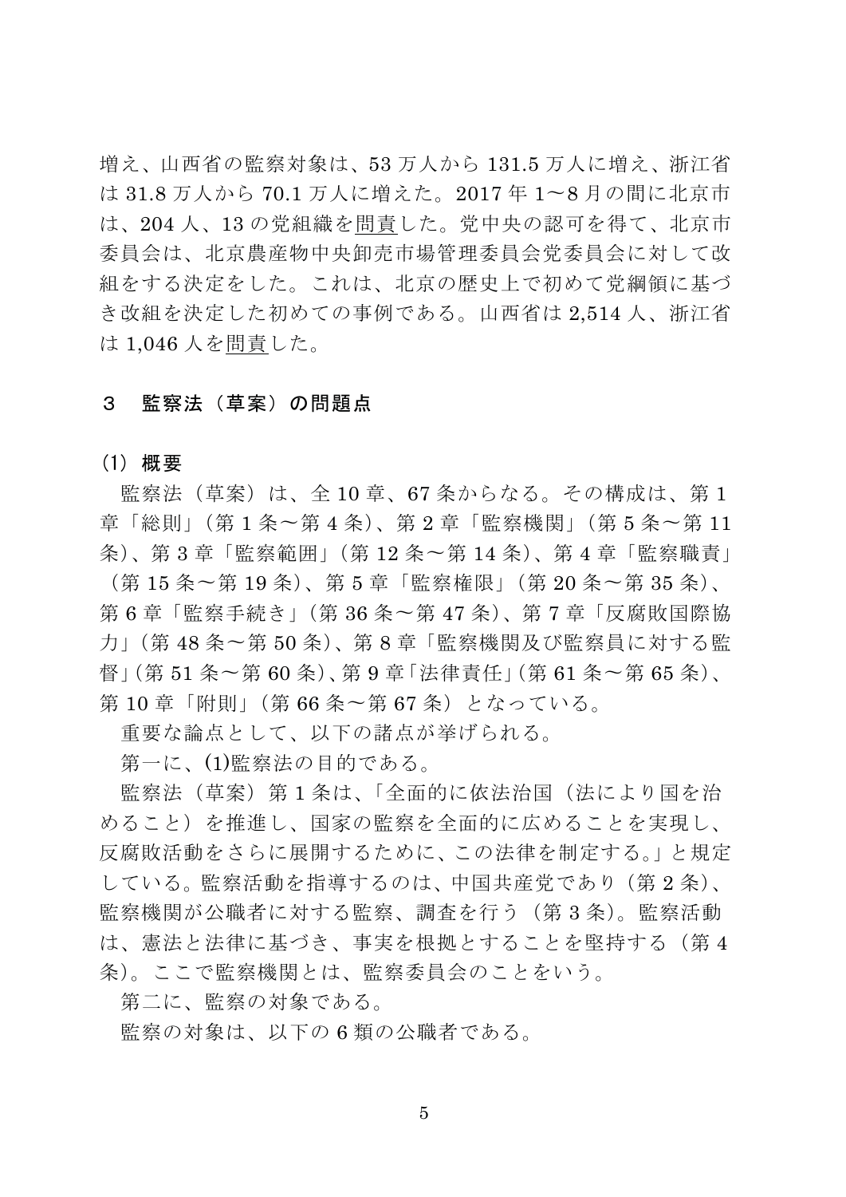増え、山西省の監察対象は、53 万人から 131.5 万人に増え、浙江省は 31.8 万人から 70.1 万人に増えた。2017 年 1～8 月の間に北京市は、204 人、13 の党組織を問責した。党中央の認可を得て、北京市委員会は、北京農産物中央卸売市場管理委員会党委員会に対して改組をする決定をした。これは、北京の歴史上で初めて党綱領に基づき改組を決定した初めての事例である。山西省は 2,514 人、浙江省は 1,046 人を問責した。

## ３　監察法（草案）の問題点

### (1) 概要

監察法（草案）は、全 10 章、67 条からなる。その構成は、第 1 章「総則」（第 1 条～第 4 条）、第 2 章「監察機関」（第 5 条～第 11 条）、第 3 章「監察範囲」（第 12 条～第 14 条）、第 4 章「監察職責」（第 15 条～第 19 条）、第 5 章「監察権限」（第 20 条～第 35 条）、第 6 章「監察手続き」（第 36 条～第 47 条）、第 7 章「反腐敗国際協力」（第 48 条～第 50 条）、第 8 章「監察機関及び監察員に対する監督」（第 51 条～第 60 条）、第 9 章「法律責任」（第 61 条～第 65 条）、第 10 章「附則」（第 66 条～第 67 条）となっている。

重要な論点として、以下の諸点が挙げられる。

第一に、(1)監察法の目的である。

監察法（草案）第 1 条は、「全面的に依法治国（法により国を治めること）を推進し、国家の監察を全面的に広めることを実現し、反腐敗活動をさらに展開するために、この法律を制定する。」と規定している。監察活動を指導するのは、中国共産党であり（第 2 条）、監察機関が公職者に対する監察、調査を行う（第 3 条）。監察活動は、憲法と法律に基づき、事実を根拠とすることを堅持する（第 4 条）。ここで監察機関とは、監察委員会のことをいう。

第二に、監察の対象である。

監察の対象は、以下の 6 類の公職者である。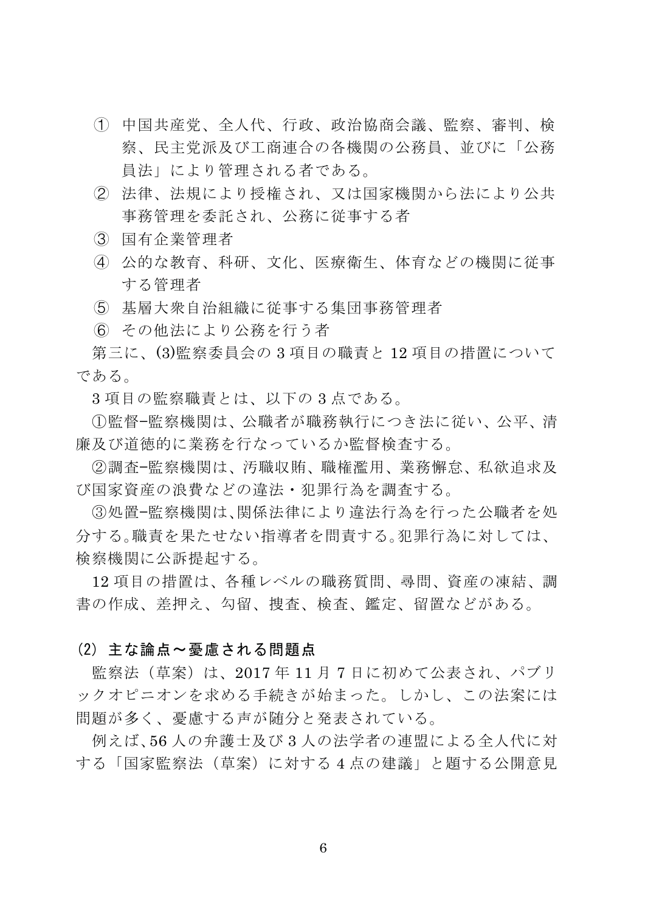① 中国共産党、全人代、行政、政治協商会議、監察、審判、検察、民主党派及び工商連合の各機関の公務員、並びに「公務員法」により管理される者である。

② 法律、法規により授権され、又は国家機関から法により公共事務管理を委託され、公務に従事する者

③ 国有企業管理者

④ 公的な教育、科研、文化、医療衛生、体育などの機関に従事する管理者

⑤ 基層大衆自治組織に従事する集団事務管理者

⑥ その他法により公務を行う者

第三に、(3)監察委員会の 3 項目の職責と 12 項目の措置についてである。

3 項目の監察職責とは、以下の 3 点である。

①監督–監察機関は、公職者が職務執行につき法に従い、公平、清廉及び道徳的に業務を行なっているか監督検査する。

②調査–監察機関は、汚職収賄、職権濫用、業務懈怠、私欲追求及び国家資産の浪費などの違法・犯罪行為を調査する。

③処置–監察機関は、関係法律により違法行為を行った公職者を処分する。職責を果たせない指導者を問責する。犯罪行為に対しては、検察機関に公訴提起する。

12 項目の措置は、各種レベルの職務質問、尋問、資産の凍結、調書の作成、差押え、勾留、捜査、検査、鑑定、留置などがある。

### (2) 主な論点～憂慮される問題点

監察法（草案）は、2017 年 11 月 7 日に初めて公表され、パブリックオピニオンを求める手続きが始まった。しかし、この法案には問題が多く、憂慮する声が随分と発表されている。

例えば、56 人の弁護士及び 3 人の法学者の連盟による全人代に対する「国家監察法（草案）に対する 4 点の建議」と題する公開意見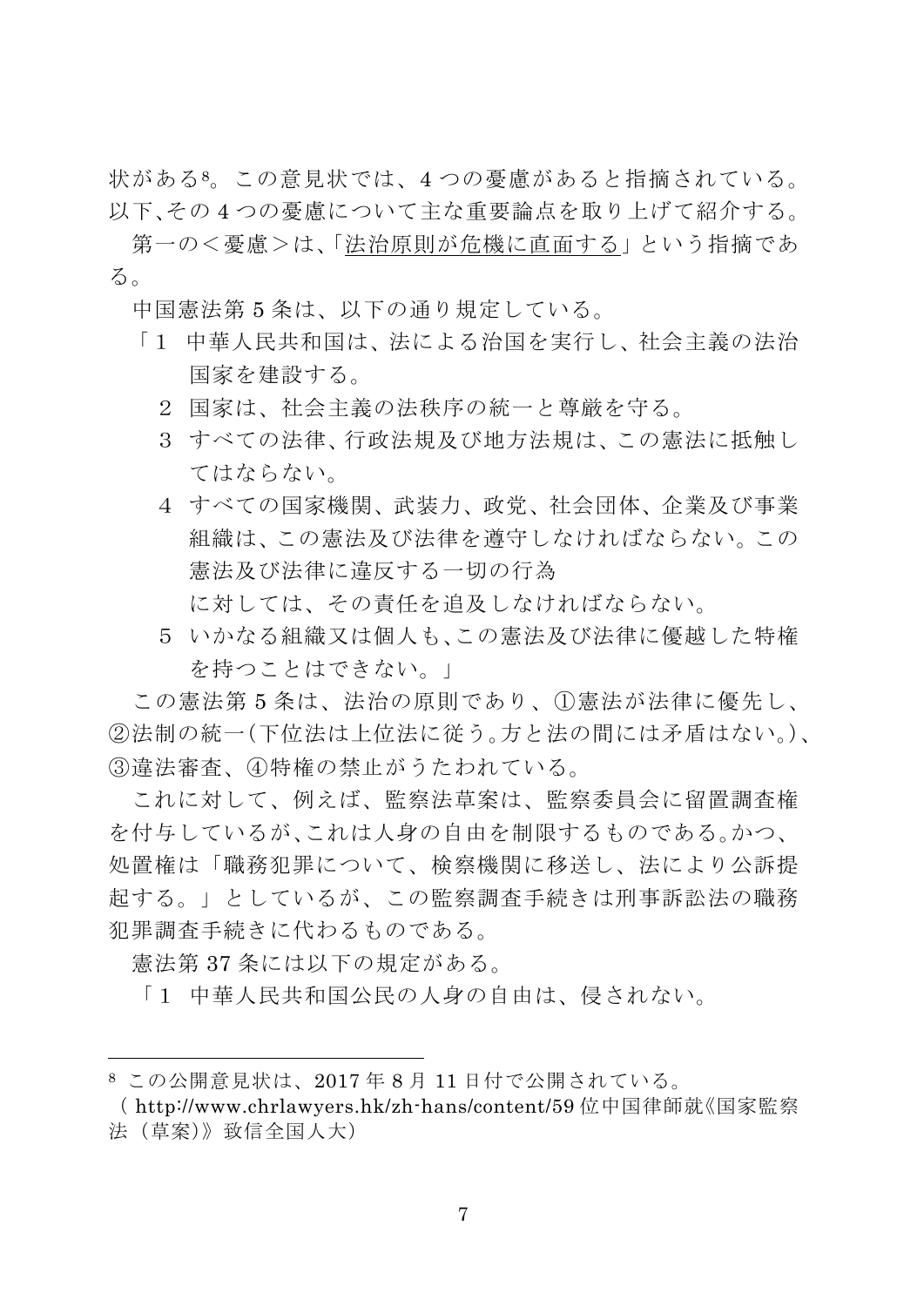状がある[8]。この意見状では、4 つの憂慮があると指摘されている。以下、その 4 つの憂慮について主な重要論点を取り上げて紹介する。

第一の＜憂慮＞は、「<u>法治原則が危機に直面する</u>」という指摘である。

中国憲法第 5 条は、以下の通り規定している。

「1 中華人民共和国は、法による治国を実行し、社会主義の法治国家を建設する。

2 国家は、社会主義の法秩序の統一と尊厳を守る。

3 すべての法律、行政法規及び地方法規は、この憲法に抵触してはならない。

4 すべての国家機関、武装力、政党、社会団体、企業及び事業組織は、この憲法及び法律を遵守しなければならない。この憲法及び法律に違反する一切の行為に対しては、その責任を追及しなければならない。

5 いかなる組織又は個人も、この憲法及び法律に優越した特権を持つことはできない。」

この憲法第 5 条は、法治の原則であり、①憲法が法律に優先し、②法制の統一（下位法は上位法に従う。方と法の間には矛盾はない。）、③違法審査、④特権の禁止がうたわれている。

これに対して、例えば、監察法草案は、監察委員会に留置調査権を付与しているが、これは人身の自由を制限するものである。かつ、処置権は「職務犯罪について、検察機関に移送し、法により公訴提起する。」としているが、この監察調査手続きは刑事訴訟法の職務犯罪調査手続きに代わるものである。

憲法第 37 条には以下の規定がある。

「1 中華人民共和国公民の人身の自由は、侵されない。

---

[8] この公開意見状は、2017 年 8 月 11 日付で公開されている。
（ http://www.chrlawyers.hk/zh-hans/content/59 位中国律師就《国家監察法（草案）》致信全国人大）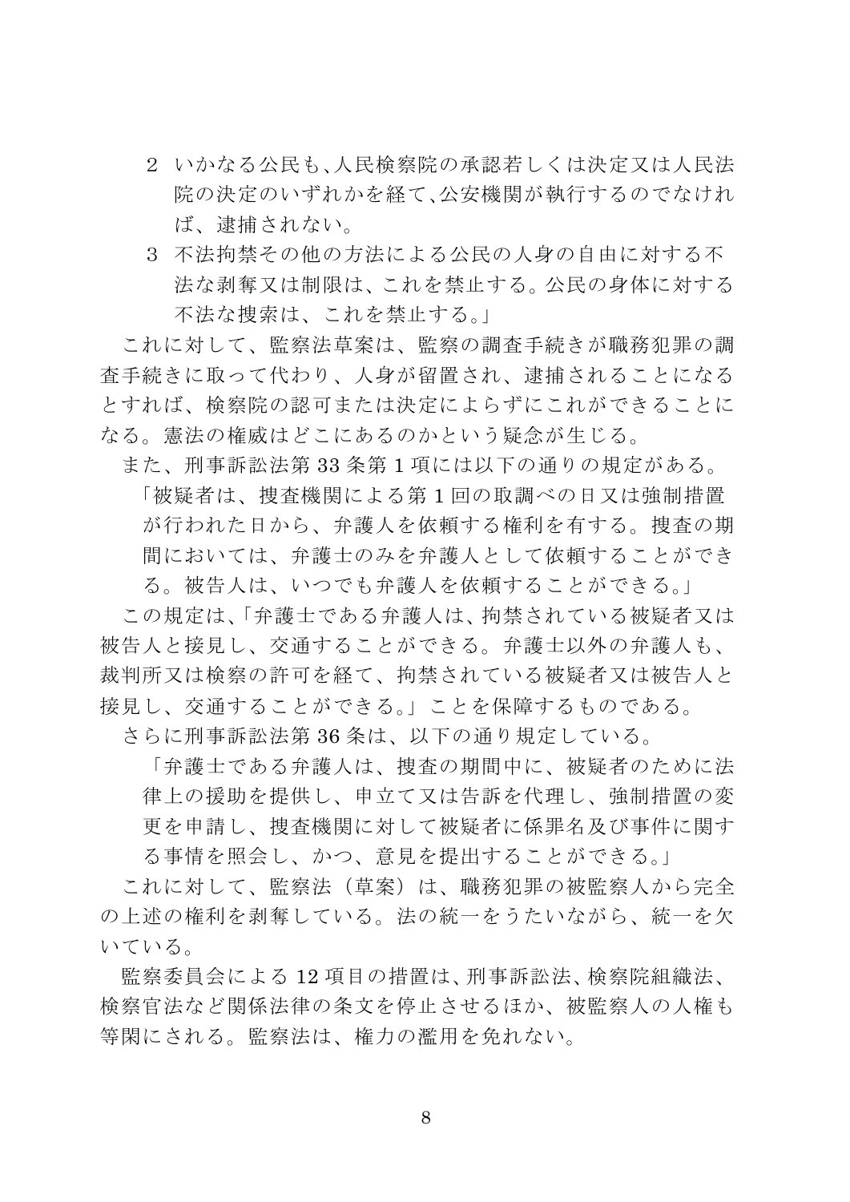2 いかなる公民も、人民検察院の承認若しくは決定又は人民法院の決定のいずれかを経て、公安機関が執行するのでなければ、逮捕されない。

3 不法拘禁その他の方法による公民の人身の自由に対する不法な剥奪又は制限は、これを禁止する。公民の身体に対する不法な捜索は、これを禁止する。」

これに対して、監察法草案は、監察の調査手続きが職務犯罪の調査手続きに取って代わり、人身が留置され、逮捕されることになるとすれば、検察院の認可または決定によらずにこれができることになる。憲法の権威はどこにあるのかという疑念が生じる。

また、刑事訴訟法第 33 条第 1 項には以下の通りの規定がある。

「被疑者は、捜査機関による第 1 回の取調べの日又は強制措置が行われた日から、弁護人を依頼する権利を有する。捜査の期間においては、弁護士のみを弁護人として依頼することができる。被告人は、いつでも弁護人を依頼することができる。」

この規定は、「弁護士である弁護人は、拘禁されている被疑者又は被告人と接見し、交通することができる。弁護士以外の弁護人も、裁判所又は検察の許可を経て、拘禁されている被疑者又は被告人と接見し、交通することができる。」ことを保障するものである。

さらに刑事訴訟法第 36 条は、以下の通り規定している。

「弁護士である弁護人は、捜査の期間中に、被疑者のために法律上の援助を提供し、申立て又は告訴を代理し、強制措置の変更を申請し、捜査機関に対して被疑者に係罪名及び事件に関する事情を照会し、かつ、意見を提出することができる。」

これに対して、監察法（草案）は、職務犯罪の被監察人から完全の上述の権利を剥奪している。法の統一をうたいながら、統一を欠いている。

監察委員会による 12 項目の措置は、刑事訴訟法、検察院組織法、検察官法など関係法律の条文を停止させるほか、被監察人の人権も等閑にされる。監察法は、権力の濫用を免れない。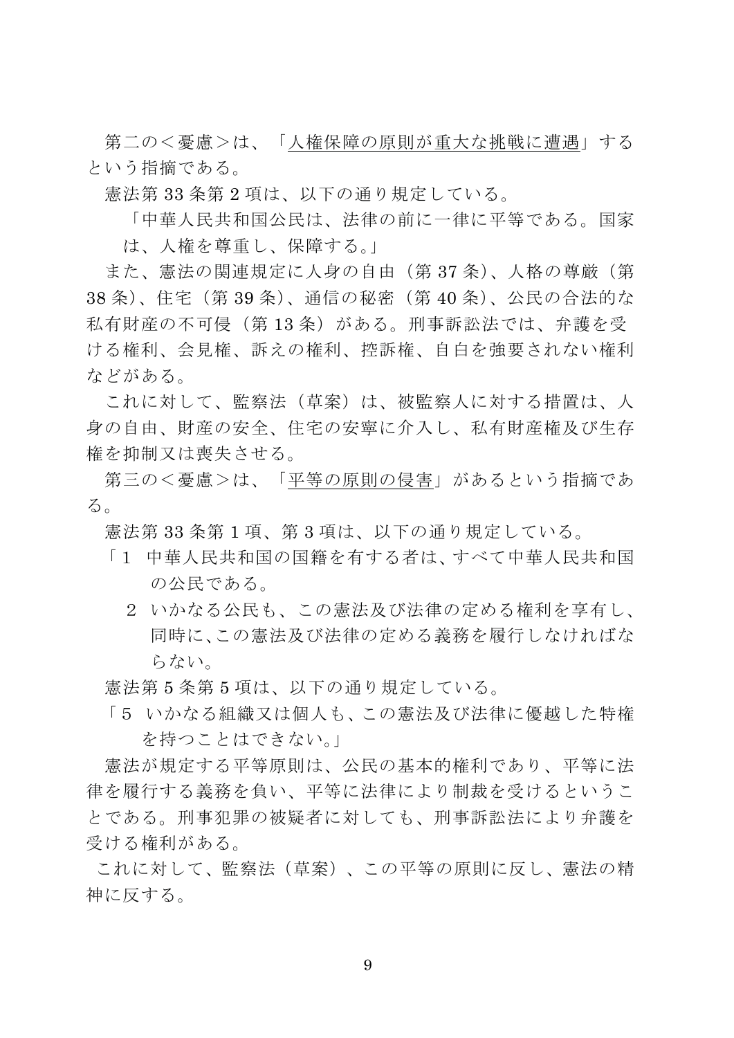第二の＜憂慮＞は、「<u>人権保障の原則が重大な挑戦に遭遇</u>」するという指摘である。

憲法第 33 条第 2 項は、以下の通り規定している。

> 「中華人民共和国公民は、法律の前に一律に平等である。国家は、人権を尊重し、保障する。」

また、憲法の関連規定に人身の自由（第 37 条）、人格の尊厳（第 38 条）、住宅（第 39 条）、通信の秘密（第 40 条）、公民の合法的な私有財産の不可侵（第 13 条）がある。刑事訴訟法では、弁護を受ける権利、会見権、訴えの権利、控訴権、自白を強要されない権利などがある。

これに対して、監察法（草案）は、被監察人に対する措置は、人身の自由、財産の安全、住宅の安寧に介入し、私有財産権及び生存権を抑制又は喪失させる。

第三の＜憂慮＞は、「<u>平等の原則の侵害</u>」があるという指摘である。

憲法第 33 条第 1 項、第 3 項は、以下の通り規定している。

「1　中華人民共和国の国籍を有する者は、すべて中華人民共和国の公民である。

2　いかなる公民も、この憲法及び法律の定める権利を享有し、同時に、この憲法及び法律の定める義務を履行しなければならない。

憲法第 5 条第 5 項は、以下の通り規定している。

「5　いかなる組織又は個人も、この憲法及び法律に優越した特権を持つことはできない。」

憲法が規定する平等原則は、公民の基本的権利であり、平等に法律を履行する義務を負い、平等に法律により制裁を受けるということである。刑事犯罪の被疑者に対しても、刑事訴訟法により弁護を受ける権利がある。

これに対して、監察法（草案）、この平等の原則に反し、憲法の精神に反する。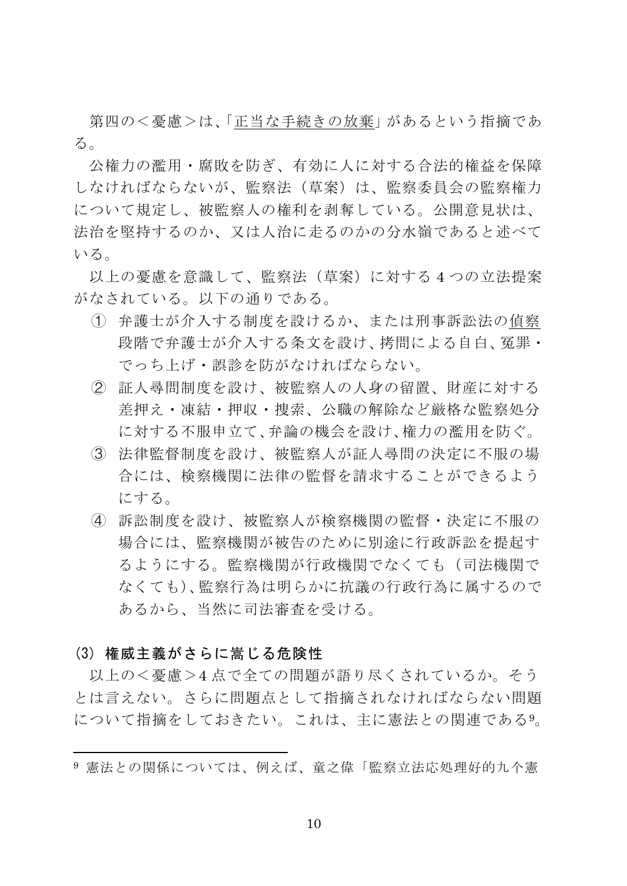第四の＜憂慮＞は、「正当な手続きの放棄」があるという指摘である。

公権力の濫用・腐敗を防ぎ、有効に人に対する合法的権益を保障しなければならないが、監察法（草案）は、監察委員会の監察権力について規定し、被監察人の権利を剥奪している。公開意見状は、法治を堅持するのか、又は人治に走るのかの分水嶺であると述べている。

以上の憂慮を意識して、監察法（草案）に対する 4 つの立法提案がなされている。以下の通りである。

① 弁護士が介入する制度を設けるか、または刑事訴訟法の偵察段階で弁護士が介入する条文を設け、拷問による自白、冤罪・でっち上げ・誤診を防がなければならない。

② 証人尋問制度を設け、被監察人の人身の留置、財産に対する差押え・凍結・押収・捜索、公職の解除など厳格な監察処分に対する不服申立て、弁論の機会を設け、権力の濫用を防ぐ。

③ 法律監督制度を設け、被監察人が証人尋問の決定に不服の場合には、検察機関に法律の監督を請求することができるようにする。

④ 訴訟制度を設け、被監察人が検察機関の監督・決定に不服の場合には、監察機関が被告のために別途に行政訴訟を提起するようにする。監察機関が行政機関でなくても（司法機関でなくても）、監察行為は明らかに抗議の行政行為に属するのであるから、当然に司法審査を受ける。

### (3) 権威主義がさらに嵩じる危険性

以上の＜憂慮＞4 点で全ての問題が語り尽くされているか。そうとは言えない。さらに問題点として指摘されなければならない問題について指摘をしておきたい。これは、主に憲法との関連である[9]。

---

[9] 憲法との関係については、例えば、童之偉「監察立法応処理好的九个憲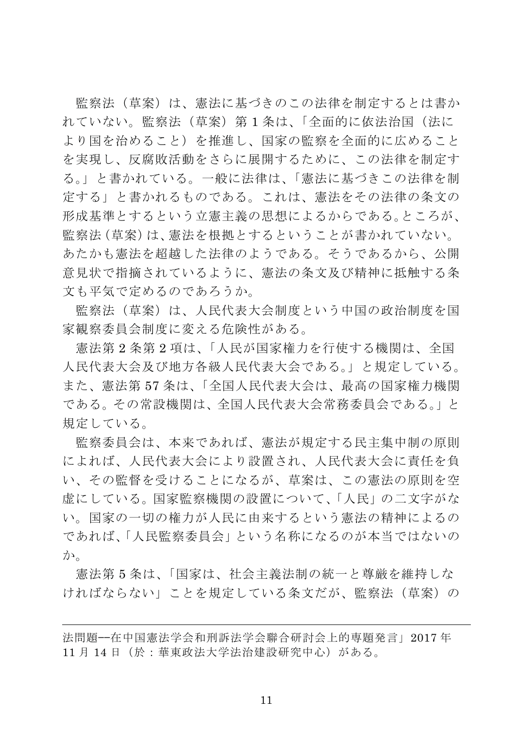監察法（草案）は、憲法に基づきのこの法律を制定するとは書かれていない。監察法（草案）第 1 条は、「全面的に依法治国（法により国を治めること）を推進し、国家の監察を全面的に広めることを実現し、反腐敗活動をさらに展開するために、この法律を制定する。」と書かれている。一般に法律は、「憲法に基づきこの法律を制定する」と書かれるものである。これは、憲法をその法律の条文の形成基準とするという立憲主義の思想によるからである。ところが、監察法（草案）は、憲法を根拠とするということが書かれていない。あたかも憲法を超越した法律のようである。そうであるから、公開意見状で指摘されているように、憲法の条文及び精神に抵触する条文も平気で定めるのであろうか。

監察法（草案）は、人民代表大会制度という中国の政治制度を国家観察委員会制度に変える危険性がある。

憲法第 2 条第 2 項は、「人民が国家権力を行使する機関は、全国人民代表大会及び地方各級人民代表大会である。」と規定している。また、憲法第 57 条は、「全国人民代表大会は、最高の国家権力機関である。その常設機関は、全国人民代表大会常務委員会である。」と規定している。

監察委員会は、本来であれば、憲法が規定する民主集中制の原則によれば、人民代表大会により設置され、人民代表大会に責任を負い、その監督を受けることになるが、草案は、この憲法の原則を空虚にしている。国家監察機関の設置について、「人民」の二文字がない。国家の一切の権力が人民に由来するという憲法の精神によるのであれば、「人民監察委員会」という名称になるのが本当ではないのか。

憲法第 5 条は、「国家は、社会主義法制の統一と尊厳を維持しなければならない」ことを規定している条文だが、監察法（草案）の

---

法問題−−在中国憲法学会和刑訴法学会聯合研討会上的専題発言」2017 年 11 月 14 日（於：華東政法大学法治建設研究中心）がある。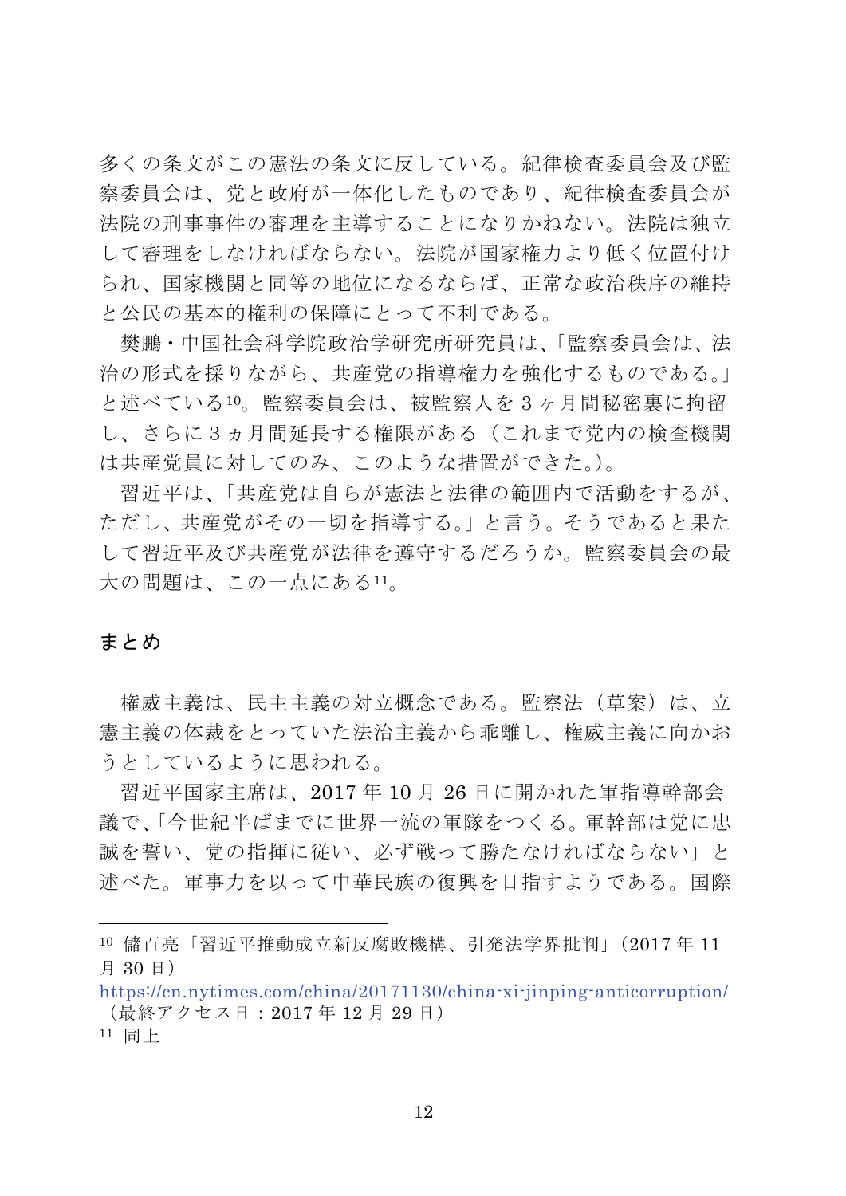多くの条文がこの憲法の条文に反している。紀律検査委員会及び監察委員会は、党と政府が一体化したものであり、紀律検査委員会が法院の刑事事件の審理を主導することになりかねない。法院は独立して審理をしなければならない。法院が国家権力より低く位置付けられ、国家機関と同等の地位になるならば、正常な政治秩序の維持と公民の基本的権利の保障にとって不利である。

樊鵬・中国社会科学院政治学研究所研究員は、「監察委員会は、法治の形式を採りながら、共産党の指導権力を強化するものである。」と述べている[10]。監察委員会は、被監察人を 3 ヶ月間秘密裏に拘留し、さらに 3 ヵ月間延長する権限がある（これまで党内の検査機関は共産党員に対してのみ、このような措置ができた。）。

習近平は、「共産党は自らが憲法と法律の範囲内で活動をするが、ただし、共産党がその一切を指導する。」と言う。そうであると果たして習近平及び共産党が法律を遵守するだろうか。監察委員会の最大の問題は、この一点にある[11]。

## まとめ

権威主義は、民主主義の対立概念である。監察法（草案）は、立憲主義の体裁をとっていた法治主義から乖離し、権威主義に向かおうとしているように思われる。

習近平国家主席は、2017 年 10 月 26 日に開かれた軍指導幹部会議で、「今世紀半ばまでに世界一流の軍隊をつくる。軍幹部は党に忠誠を誓い、党の指揮に従い、必ず戦って勝たなければならない」と述べた。軍事力を以って中華民族の復興を目指すようである。国際

---

[10] 儲百亮「習近平推動成立新反腐敗機構、引発法学界批判」（2017 年 11 月 30 日）
https://cn.nytimes.com/china/20171130/china-xi-jinping-anticorruption/
（最終アクセス日：2017 年 12 月 29 日）

[11] 同上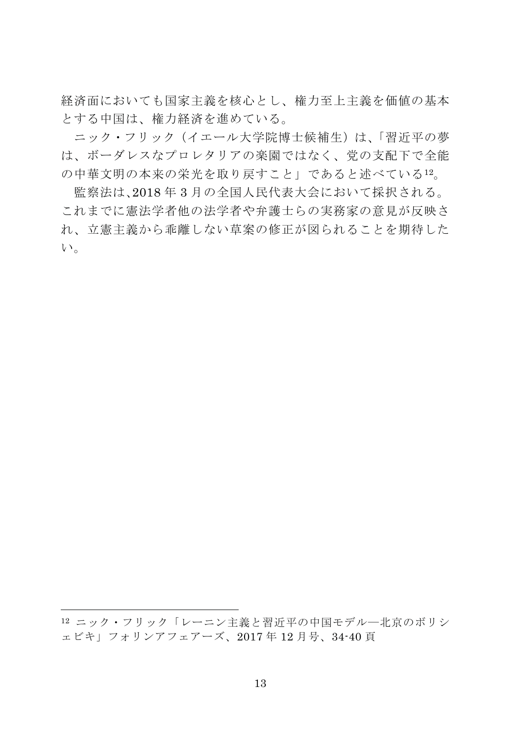経済面においても国家主義を核心とし、権力至上主義を価値の基本とする中国は、権力経済を進めている。

ニック・フリック（イエール大学院博士候補生）は、「習近平の夢は、ボーダレスなプロレタリアの楽園ではなく、党の支配下で全能の中華文明の本来の栄光を取り戻すこと」であると述べている[12]。

監察法は、2018 年 3 月の全国人民代表大会において採択される。これまでに憲法学者他の法学者や弁護士らの実務家の意見が反映され、立憲主義から乖離しない草案の修正が図られることを期待したい。

---

[12] ニック・フリック「レーニン主義と習近平の中国モデル—北京のボリシェビキ」フォリンアフェアーズ、2017 年 12 月号、34-40 頁